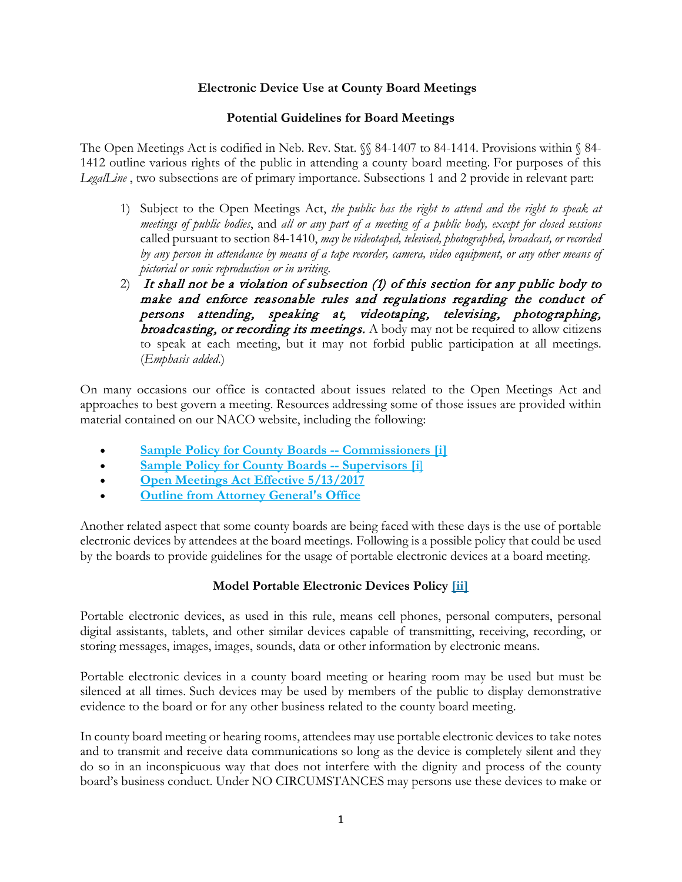**Electronic Device Use at County Board Meetings**

**Potential Guidelines for Board Meetings**

The Open Meetings Act is codified in Neb. Rev. Stat. §§ 84-1407 to 84-1414. Provisions within § 84-1412 outline various rights of the public in attending a county board meeting. For purposes of this *LegalLine* , two subsections are of primary importance. Subsections 1 and 2 provide in relevant part:

1) Subject to the Open Meetings Act, *the public has the right to attend and the right to speak at meetings of public bodies*, and *all or any part of a meeting of a public body, except for closed sessions* called pursuant to section 84-1410, *may be videotaped, televised, photographed, broadcast, or recorded by any person in attendance by means of a tape recorder, camera, video equipment, or any other means of pictorial or sonic reproduction or in writing.*
2) ***It shall not be a violation of subsection (1) of this section for any public body to make and enforce reasonable rules and regulations regarding the conduct of persons attending, speaking at, videotaping, televising, photographing, broadcasting, or recording its meetings.*** A body may not be required to allow citizens to speak at each meeting, but it may not forbid public participation at all meetings. (*Emphasis added.*)

On many occasions our office is contacted about issues related to the Open Meetings Act and approaches to best govern a meeting. Resources addressing some of those issues are provided within material contained on our NACO website, including the following:

- **Sample Policy for County Boards -- Commissioners [i]**
- **Sample Policy for County Boards -- Supervisors [i]**
- **Open Meetings Act Effective 5/13/2017**
- **Outline from Attorney General's Office**

Another related aspect that some county boards are being faced with these days is the use of portable electronic devices by attendees at the board meetings. Following is a possible policy that could be used by the boards to provide guidelines for the usage of portable electronic devices at a board meeting.

**Model Portable Electronic Devices Policy [ii]**

Portable electronic devices, as used in this rule, means cell phones, personal computers, personal digital assistants, tablets, and other similar devices capable of transmitting, receiving, recording, or storing messages, images, images, sounds, data or other information by electronic means.

Portable electronic devices in a county board meeting or hearing room may be used but must be silenced at all times. Such devices may be used by members of the public to display demonstrative evidence to the board or for any other business related to the county board meeting.

In county board meeting or hearing rooms, attendees may use portable electronic devices to take notes and to transmit and receive data communications so long as the device is completely silent and they do so in an inconspicuous way that does not interfere with the dignity and process of the county board's business conduct. Under NO CIRCUMSTANCES may persons use these devices to make or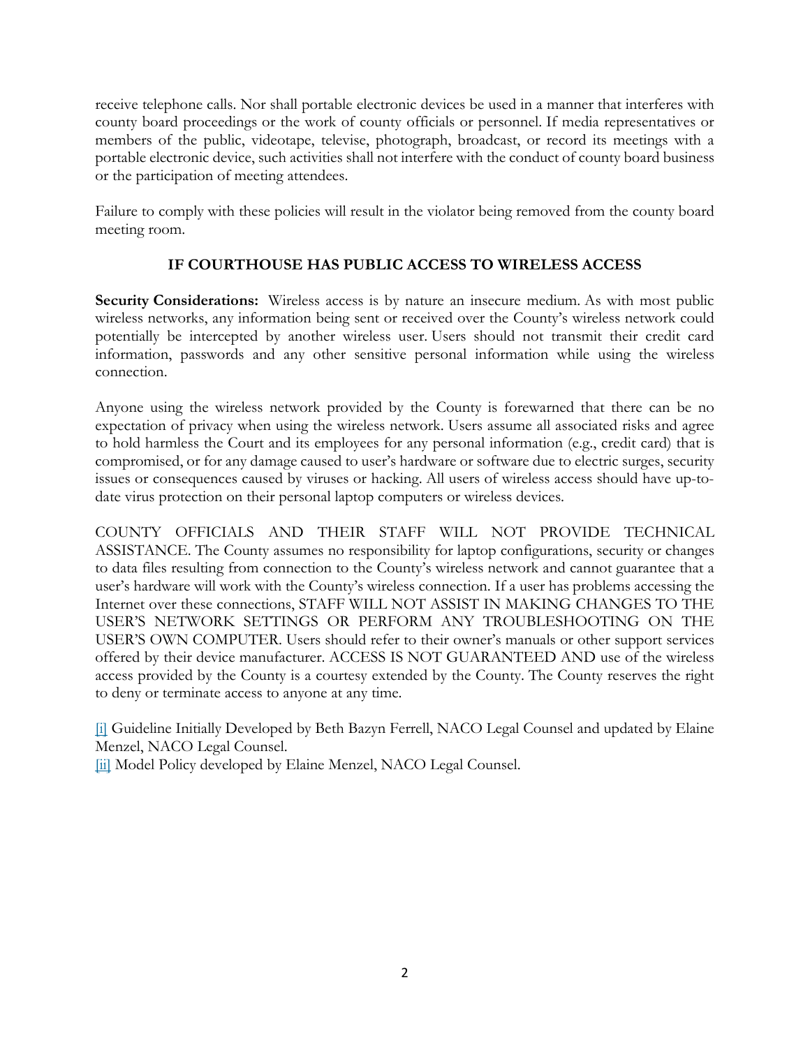receive telephone calls. Nor shall portable electronic devices be used in a manner that interferes with county board proceedings or the work of county officials or personnel. If media representatives or members of the public, videotape, televise, photograph, broadcast, or record its meetings with a portable electronic device, such activities shall not interfere with the conduct of county board business or the participation of meeting attendees.

Failure to comply with these policies will result in the violator being removed from the county board meeting room.

### IF COURTHOUSE HAS PUBLIC ACCESS TO WIRELESS ACCESS

**Security Considerations:** Wireless access is by nature an insecure medium. As with most public wireless networks, any information being sent or received over the County's wireless network could potentially be intercepted by another wireless user. Users should not transmit their credit card information, passwords and any other sensitive personal information while using the wireless connection.

Anyone using the wireless network provided by the County is forewarned that there can be no expectation of privacy when using the wireless network. Users assume all associated risks and agree to hold harmless the Court and its employees for any personal information (e.g., credit card) that is compromised, or for any damage caused to user's hardware or software due to electric surges, security issues or consequences caused by viruses or hacking. All users of wireless access should have up-to-date virus protection on their personal laptop computers or wireless devices.

COUNTY OFFICIALS AND THEIR STAFF WILL NOT PROVIDE TECHNICAL ASSISTANCE. The County assumes no responsibility for laptop configurations, security or changes to data files resulting from connection to the County's wireless network and cannot guarantee that a user's hardware will work with the County's wireless connection. If a user has problems accessing the Internet over these connections, STAFF WILL NOT ASSIST IN MAKING CHANGES TO THE USER'S NETWORK SETTINGS OR PERFORM ANY TROUBLESHOOTING ON THE USER'S OWN COMPUTER. Users should refer to their owner's manuals or other support services offered by their device manufacturer. ACCESS IS NOT GUARANTEED AND use of the wireless access provided by the County is a courtesy extended by the County. The County reserves the right to deny or terminate access to anyone at any time.

[i] Guideline Initially Developed by Beth Bazyn Ferrell, NACO Legal Counsel and updated by Elaine Menzel, NACO Legal Counsel.
[ii] Model Policy developed by Elaine Menzel, NACO Legal Counsel.